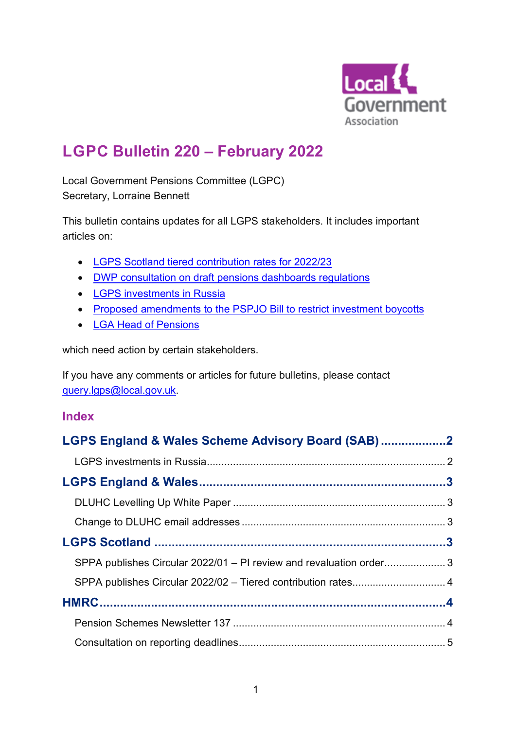# LGPC Bulletin 220 – February 2022

Local Government Pensions Committee (LGPC)
Secretary, Lorraine Bennett

This bulletin contains updates for all LGPS stakeholders. It includes important articles on:

- LGPS Scotland tiered contribution rates for 2022/23
- DWP consultation on draft pensions dashboards regulations
- LGPS investments in Russia
- Proposed amendments to the PSPJO Bill to restrict investment boycotts
- LGA Head of Pensions

which need action by certain stakeholders.

If you have any comments or articles for future bulletins, please contact query.lgps@local.gov.uk.

## Index

**LGPS England & Wales Scheme Advisory Board (SAB)** .................. 2

- LGPS investments in Russia .................. 2

**LGPS England & Wales** .................. 3

- DLUHC Levelling Up White Paper .................. 3
- Change to DLUHC email addresses .................. 3

**LGPS Scotland** .................. 3

- SPPA publishes Circular 2022/01 – PI review and revaluation order .................. 3
- SPPA publishes Circular 2022/02 – Tiered contribution rates .................. 4

**HMRC** .................. 4

- Pension Schemes Newsletter 137 .................. 4
- Consultation on reporting deadlines .................. 5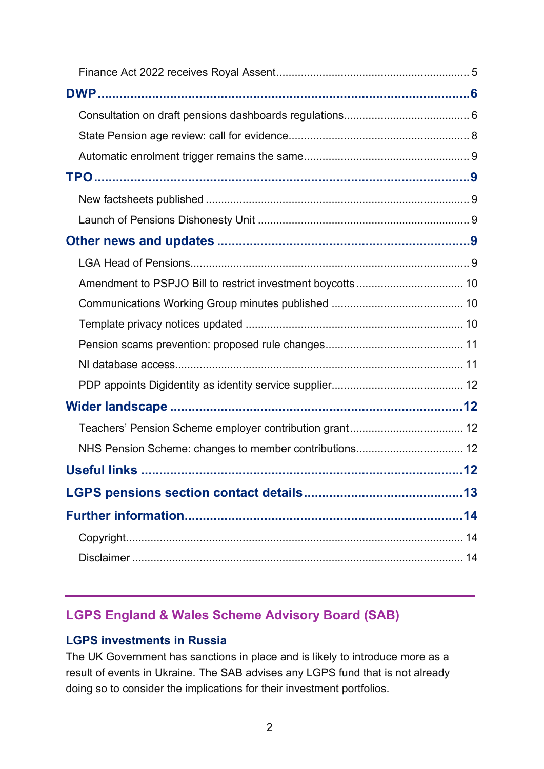Finance Act 2022 receives Royal Assent ..... 5

**DWP ..... 6**

Consultation on draft pensions dashboards regulations ..... 6

State Pension age review: call for evidence ..... 8

Automatic enrolment trigger remains the same ..... 9

**TPO ..... 9**

New factsheets published ..... 9

Launch of Pensions Dishonesty Unit ..... 9

**Other news and updates ..... 9**

LGA Head of Pensions ..... 9

Amendment to PSPJO Bill to restrict investment boycotts ..... 10

Communications Working Group minutes published ..... 10

Template privacy notices updated ..... 10

Pension scams prevention: proposed rule changes ..... 11

NI database access ..... 11

PDP appoints Digidentity as identity service supplier ..... 12

**Wider landscape ..... 12**

Teachers' Pension Scheme employer contribution grant ..... 12

NHS Pension Scheme: changes to member contributions ..... 12

**Useful links ..... 12**

**LGPS pensions section contact details ..... 13**

**Further information ..... 14**

Copyright ..... 14

Disclaimer ..... 14

---

## LGPS England & Wales Scheme Advisory Board (SAB)

### LGPS investments in Russia

The UK Government has sanctions in place and is likely to introduce more as a result of events in Ukraine. The SAB advises any LGPS fund that is not already doing so to consider the implications for their investment portfolios.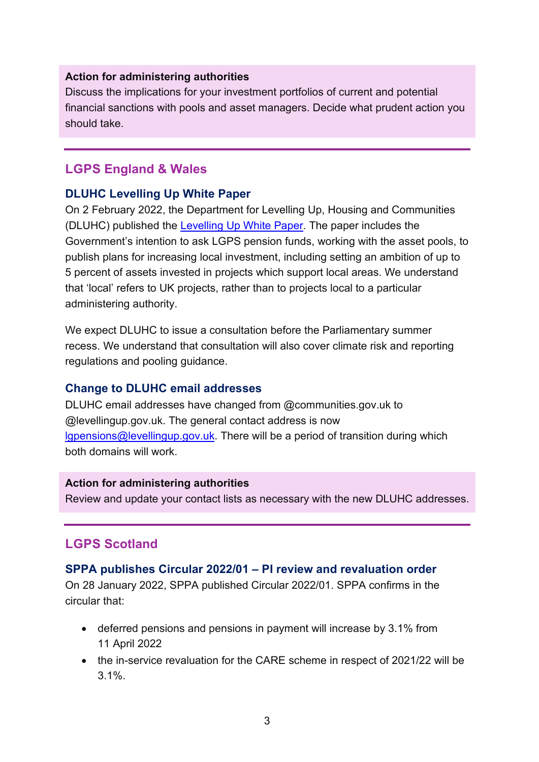**Action for administering authorities**

Discuss the implications for your investment portfolios of current and potential financial sanctions with pools and asset managers. Decide what prudent action you should take.

---

## LGPS England & Wales

### DLUHC Levelling Up White Paper

On 2 February 2022, the Department for Levelling Up, Housing and Communities (DLUHC) published the [Levelling Up White Paper](). The paper includes the Government's intention to ask LGPS pension funds, working with the asset pools, to publish plans for increasing local investment, including setting an ambition of up to 5 percent of assets invested in projects which support local areas. We understand that 'local' refers to UK projects, rather than to projects local to a particular administering authority.

We expect DLUHC to issue a consultation before the Parliamentary summer recess. We understand that consultation will also cover climate risk and reporting regulations and pooling guidance.

### Change to DLUHC email addresses

DLUHC email addresses have changed from @communities.gov.uk to @levellingup.gov.uk. The general contact address is now [lgpensions@levellingup.gov.uk](mailto:lgpensions@levellingup.gov.uk). There will be a period of transition during which both domains will work.

**Action for administering authorities**

Review and update your contact lists as necessary with the new DLUHC addresses.

---

## LGPS Scotland

### SPPA publishes Circular 2022/01 – PI review and revaluation order

On 28 January 2022, SPPA published Circular 2022/01. SPPA confirms in the circular that:

- deferred pensions and pensions in payment will increase by 3.1% from 11 April 2022
- the in-service revaluation for the CARE scheme in respect of 2021/22 will be 3.1%.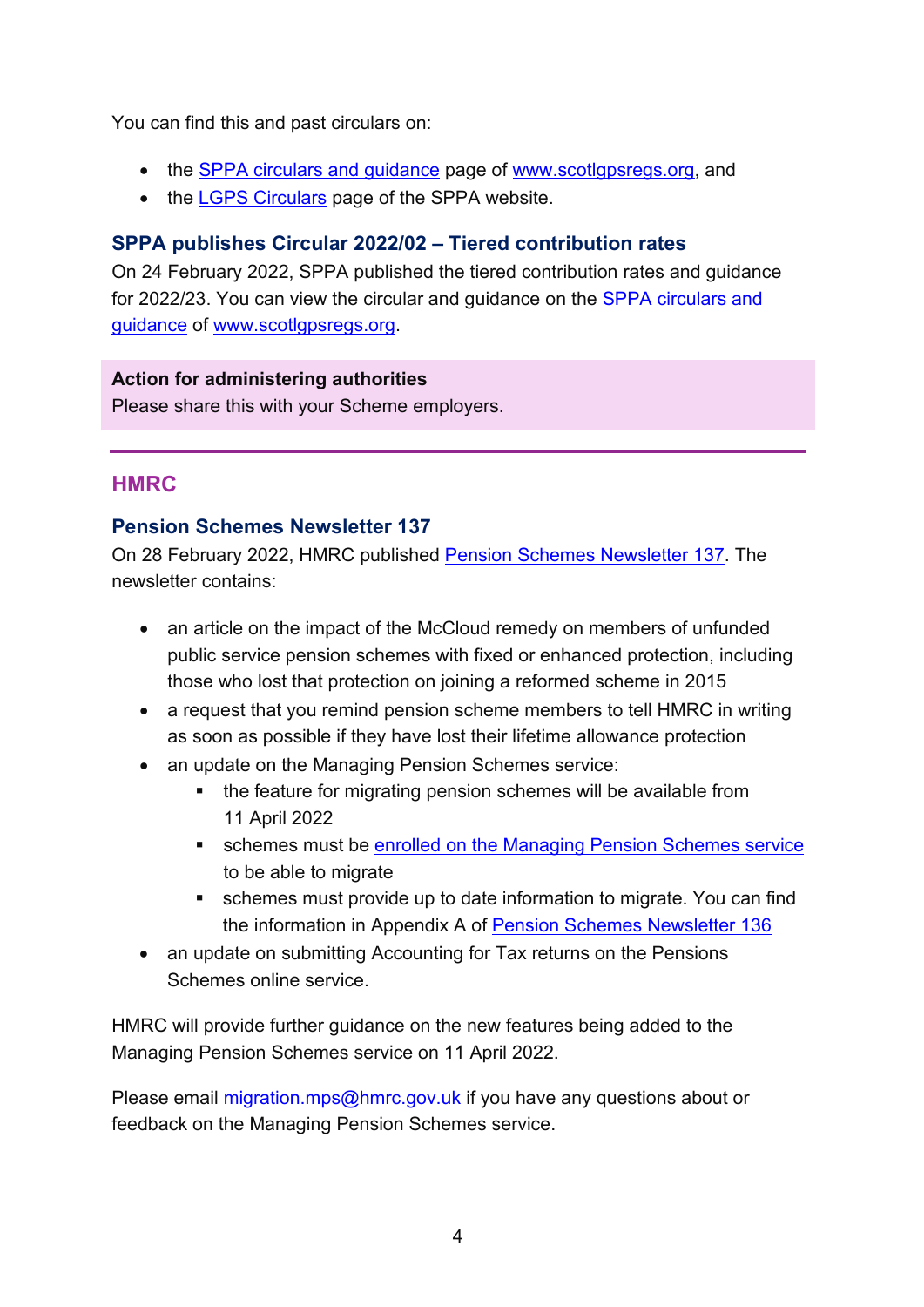You can find this and past circulars on:

- the SPPA circulars and guidance page of www.scotlgpsregs.org, and
- the LGPS Circulars page of the SPPA website.

### SPPA publishes Circular 2022/02 – Tiered contribution rates

On 24 February 2022, SPPA published the tiered contribution rates and guidance for 2022/23. You can view the circular and guidance on the SPPA circulars and guidance of www.scotlgpsregs.org.

> **Action for administering authorities**
> Please share this with your Scheme employers.

---

## HMRC

### Pension Schemes Newsletter 137

On 28 February 2022, HMRC published Pension Schemes Newsletter 137. The newsletter contains:

- an article on the impact of the McCloud remedy on members of unfunded public service pension schemes with fixed or enhanced protection, including those who lost that protection on joining a reformed scheme in 2015
- a request that you remind pension scheme members to tell HMRC in writing as soon as possible if they have lost their lifetime allowance protection
- an update on the Managing Pension Schemes service:
  - the feature for migrating pension schemes will be available from 11 April 2022
  - schemes must be enrolled on the Managing Pension Schemes service to be able to migrate
  - schemes must provide up to date information to migrate. You can find the information in Appendix A of Pension Schemes Newsletter 136
- an update on submitting Accounting for Tax returns on the Pensions Schemes online service.

HMRC will provide further guidance on the new features being added to the Managing Pension Schemes service on 11 April 2022.

Please email migration.mps@hmrc.gov.uk if you have any questions about or feedback on the Managing Pension Schemes service.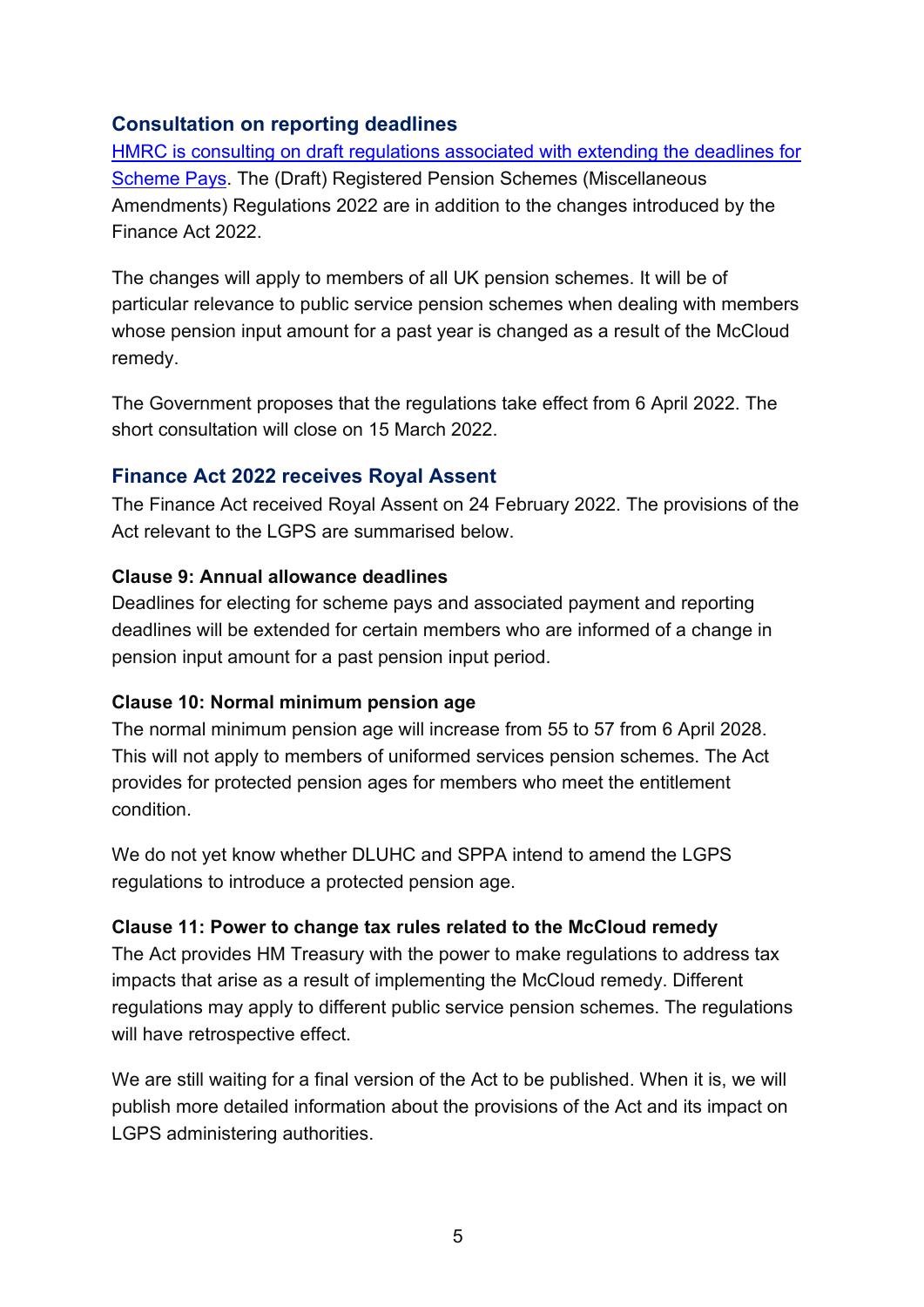## Consultation on reporting deadlines

HMRC is consulting on draft regulations associated with extending the deadlines for Scheme Pays. The (Draft) Registered Pension Schemes (Miscellaneous Amendments) Regulations 2022 are in addition to the changes introduced by the Finance Act 2022.

The changes will apply to members of all UK pension schemes. It will be of particular relevance to public service pension schemes when dealing with members whose pension input amount for a past year is changed as a result of the McCloud remedy.

The Government proposes that the regulations take effect from 6 April 2022. The short consultation will close on 15 March 2022.

## Finance Act 2022 receives Royal Assent

The Finance Act received Royal Assent on 24 February 2022. The provisions of the Act relevant to the LGPS are summarised below.

**Clause 9: Annual allowance deadlines**

Deadlines for electing for scheme pays and associated payment and reporting deadlines will be extended for certain members who are informed of a change in pension input amount for a past pension input period.

**Clause 10: Normal minimum pension age**

The normal minimum pension age will increase from 55 to 57 from 6 April 2028. This will not apply to members of uniformed services pension schemes. The Act provides for protected pension ages for members who meet the entitlement condition.

We do not yet know whether DLUHC and SPPA intend to amend the LGPS regulations to introduce a protected pension age.

**Clause 11: Power to change tax rules related to the McCloud remedy**

The Act provides HM Treasury with the power to make regulations to address tax impacts that arise as a result of implementing the McCloud remedy. Different regulations may apply to different public service pension schemes. The regulations will have retrospective effect.

We are still waiting for a final version of the Act to be published. When it is, we will publish more detailed information about the provisions of the Act and its impact on LGPS administering authorities.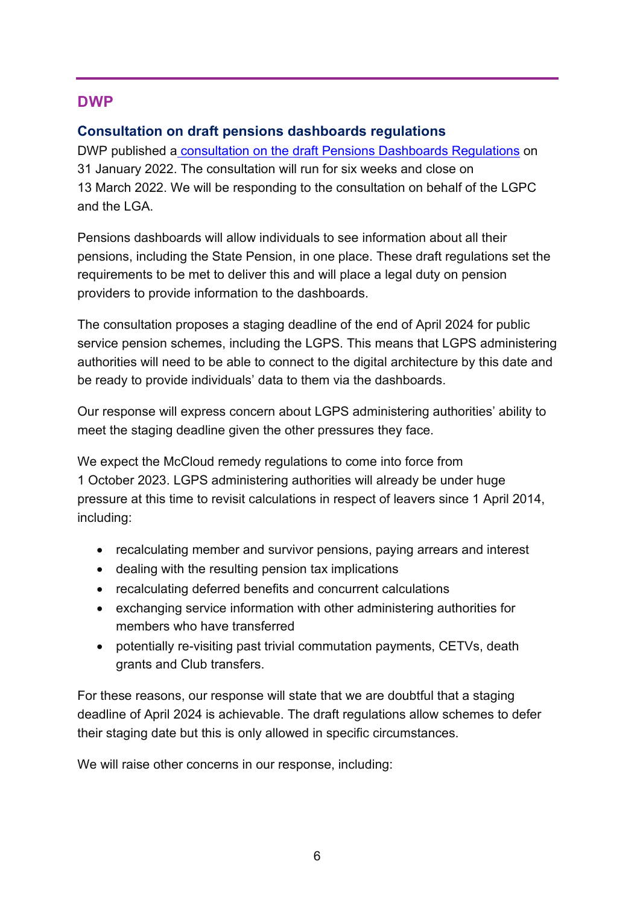## DWP

### Consultation on draft pensions dashboards regulations

DWP published a [consultation on the draft Pensions Dashboards Regulations](#) on 31 January 2022. The consultation will run for six weeks and close on 13 March 2022. We will be responding to the consultation on behalf of the LGPC and the LGA.

Pensions dashboards will allow individuals to see information about all their pensions, including the State Pension, in one place. These draft regulations set the requirements to be met to deliver this and will place a legal duty on pension providers to provide information to the dashboards.

The consultation proposes a staging deadline of the end of April 2024 for public service pension schemes, including the LGPS. This means that LGPS administering authorities will need to be able to connect to the digital architecture by this date and be ready to provide individuals' data to them via the dashboards.

Our response will express concern about LGPS administering authorities' ability to meet the staging deadline given the other pressures they face.

We expect the McCloud remedy regulations to come into force from 1 October 2023. LGPS administering authorities will already be under huge pressure at this time to revisit calculations in respect of leavers since 1 April 2014, including:

- recalculating member and survivor pensions, paying arrears and interest
- dealing with the resulting pension tax implications
- recalculating deferred benefits and concurrent calculations
- exchanging service information with other administering authorities for members who have transferred
- potentially re-visiting past trivial commutation payments, CETVs, death grants and Club transfers.

For these reasons, our response will state that we are doubtful that a staging deadline of April 2024 is achievable. The draft regulations allow schemes to defer their staging date but this is only allowed in specific circumstances.

We will raise other concerns in our response, including: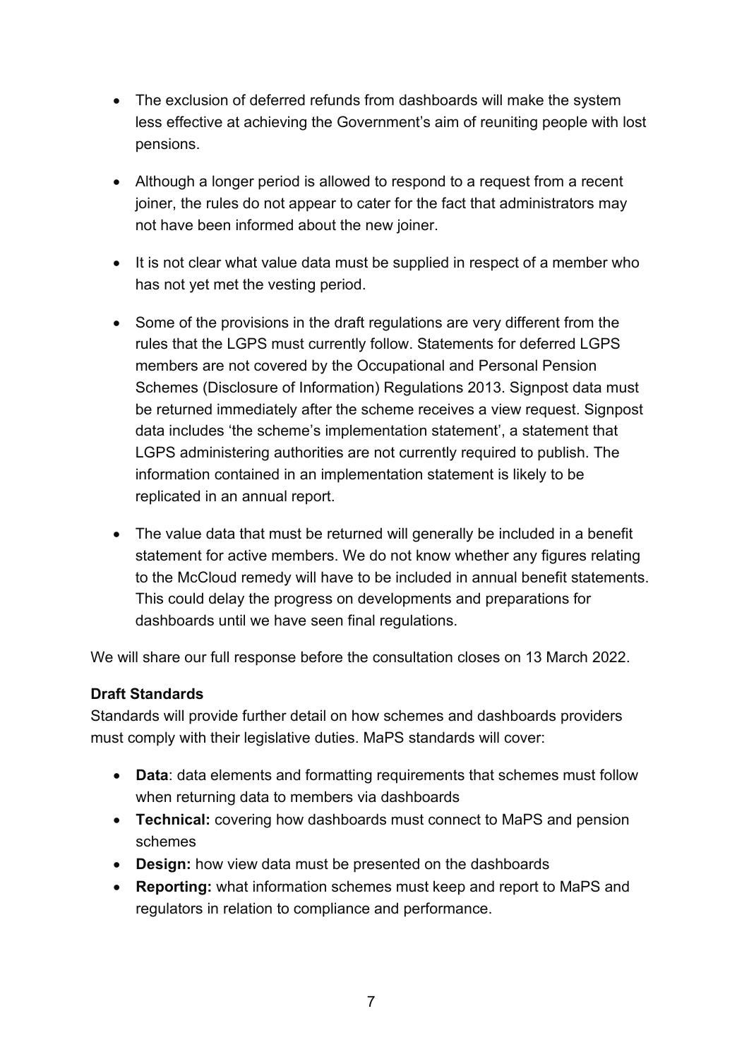- The exclusion of deferred refunds from dashboards will make the system less effective at achieving the Government's aim of reuniting people with lost pensions.

- Although a longer period is allowed to respond to a request from a recent joiner, the rules do not appear to cater for the fact that administrators may not have been informed about the new joiner.

- It is not clear what value data must be supplied in respect of a member who has not yet met the vesting period.

- Some of the provisions in the draft regulations are very different from the rules that the LGPS must currently follow. Statements for deferred LGPS members are not covered by the Occupational and Personal Pension Schemes (Disclosure of Information) Regulations 2013. Signpost data must be returned immediately after the scheme receives a view request. Signpost data includes 'the scheme's implementation statement', a statement that LGPS administering authorities are not currently required to publish. The information contained in an implementation statement is likely to be replicated in an annual report.

- The value data that must be returned will generally be included in a benefit statement for active members. We do not know whether any figures relating to the McCloud remedy will have to be included in annual benefit statements. This could delay the progress on developments and preparations for dashboards until we have seen final regulations.

We will share our full response before the consultation closes on 13 March 2022.

**Draft Standards**

Standards will provide further detail on how schemes and dashboards providers must comply with their legislative duties. MaPS standards will cover:

- **Data**: data elements and formatting requirements that schemes must follow when returning data to members via dashboards
- **Technical:** covering how dashboards must connect to MaPS and pension schemes
- **Design:** how view data must be presented on the dashboards
- **Reporting:** what information schemes must keep and report to MaPS and regulators in relation to compliance and performance.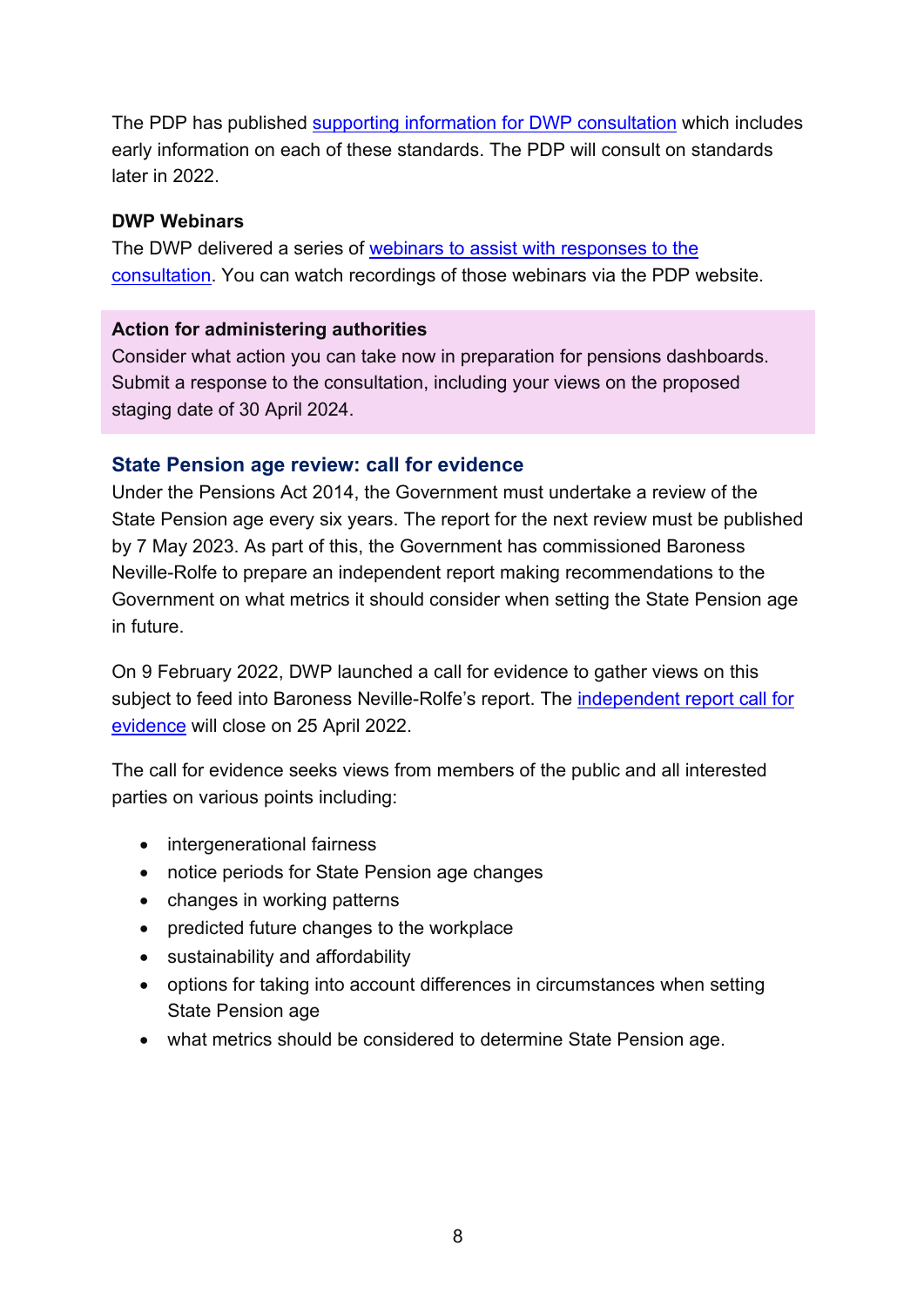The PDP has published [supporting information for DWP consultation] which includes early information on each of these standards. The PDP will consult on standards later in 2022.

**DWP Webinars**

The DWP delivered a series of [webinars to assist with responses to the consultation]. You can watch recordings of those webinars via the PDP website.

> **Action for administering authorities**
> Consider what action you can take now in preparation for pensions dashboards. Submit a response to the consultation, including your views on the proposed staging date of 30 April 2024.

## State Pension age review: call for evidence

Under the Pensions Act 2014, the Government must undertake a review of the State Pension age every six years. The report for the next review must be published by 7 May 2023. As part of this, the Government has commissioned Baroness Neville-Rolfe to prepare an independent report making recommendations to the Government on what metrics it should consider when setting the State Pension age in future.

On 9 February 2022, DWP launched a call for evidence to gather views on this subject to feed into Baroness Neville-Rolfe's report. The [independent report call for evidence] will close on 25 April 2022.

The call for evidence seeks views from members of the public and all interested parties on various points including:

- intergenerational fairness
- notice periods for State Pension age changes
- changes in working patterns
- predicted future changes to the workplace
- sustainability and affordability
- options for taking into account differences in circumstances when setting State Pension age
- what metrics should be considered to determine State Pension age.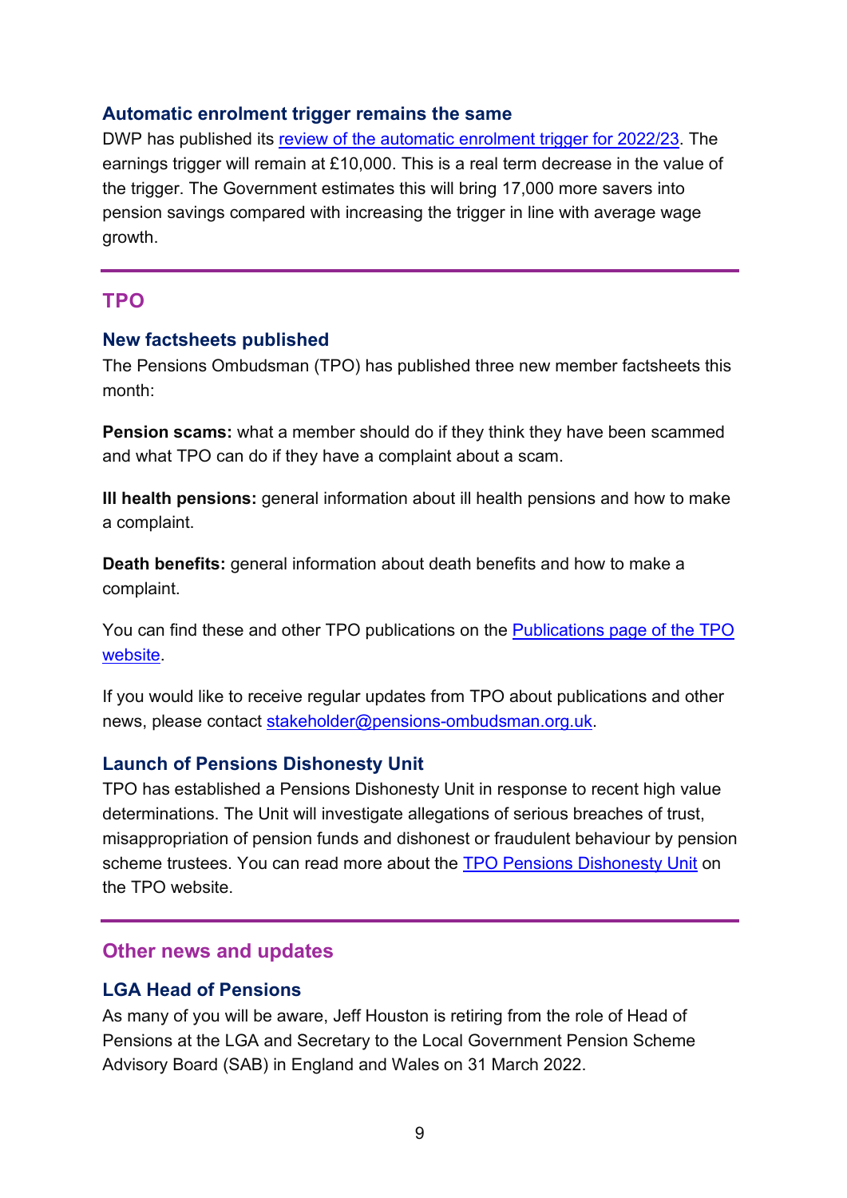### Automatic enrolment trigger remains the same

DWP has published its [review of the automatic enrolment trigger for 2022/23](). The earnings trigger will remain at £10,000. This is a real term decrease in the value of the trigger. The Government estimates this will bring 17,000 more savers into pension savings compared with increasing the trigger in line with average wage growth.

---

## TPO

### New factsheets published

The Pensions Ombudsman (TPO) has published three new member factsheets this month:

**Pension scams:** what a member should do if they think they have been scammed and what TPO can do if they have a complaint about a scam.

**Ill health pensions:** general information about ill health pensions and how to make a complaint.

**Death benefits:** general information about death benefits and how to make a complaint.

You can find these and other TPO publications on the [Publications page of the TPO website]().

If you would like to receive regular updates from TPO about publications and other news, please contact stakeholder@pensions-ombudsman.org.uk.

### Launch of Pensions Dishonesty Unit

TPO has established a Pensions Dishonesty Unit in response to recent high value determinations. The Unit will investigate allegations of serious breaches of trust, misappropriation of pension funds and dishonest or fraudulent behaviour by pension scheme trustees. You can read more about the [TPO Pensions Dishonesty Unit]() on the TPO website.

---

## Other news and updates

### LGA Head of Pensions

As many of you will be aware, Jeff Houston is retiring from the role of Head of Pensions at the LGA and Secretary to the Local Government Pension Scheme Advisory Board (SAB) in England and Wales on 31 March 2022.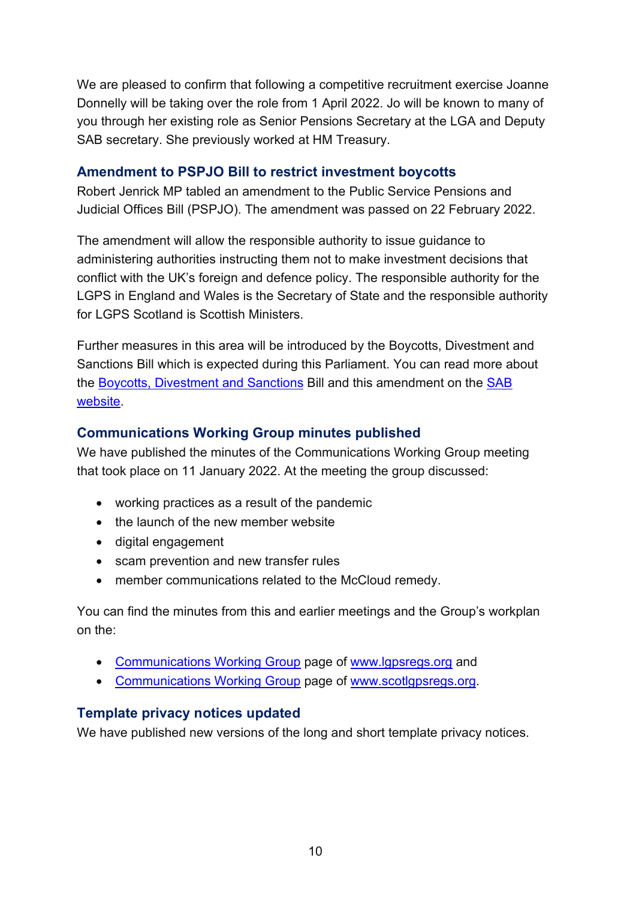We are pleased to confirm that following a competitive recruitment exercise Joanne Donnelly will be taking over the role from 1 April 2022. Jo will be known to many of you through her existing role as Senior Pensions Secretary at the LGA and Deputy SAB secretary. She previously worked at HM Treasury.

### Amendment to PSPJO Bill to restrict investment boycotts

Robert Jenrick MP tabled an amendment to the Public Service Pensions and Judicial Offices Bill (PSPJO). The amendment was passed on 22 February 2022.

The amendment will allow the responsible authority to issue guidance to administering authorities instructing them not to make investment decisions that conflict with the UK's foreign and defence policy. The responsible authority for the LGPS in England and Wales is the Secretary of State and the responsible authority for LGPS Scotland is Scottish Ministers.

Further measures in this area will be introduced by the Boycotts, Divestment and Sanctions Bill which is expected during this Parliament. You can read more about the Boycotts, Divestment and Sanctions Bill and this amendment on the SAB website.

### Communications Working Group minutes published

We have published the minutes of the Communications Working Group meeting that took place on 11 January 2022. At the meeting the group discussed:

- working practices as a result of the pandemic
- the launch of the new member website
- digital engagement
- scam prevention and new transfer rules
- member communications related to the McCloud remedy.

You can find the minutes from this and earlier meetings and the Group's workplan on the:

- Communications Working Group page of www.lgpsregs.org and
- Communications Working Group page of www.scotlgpsregs.org.

### Template privacy notices updated

We have published new versions of the long and short template privacy notices.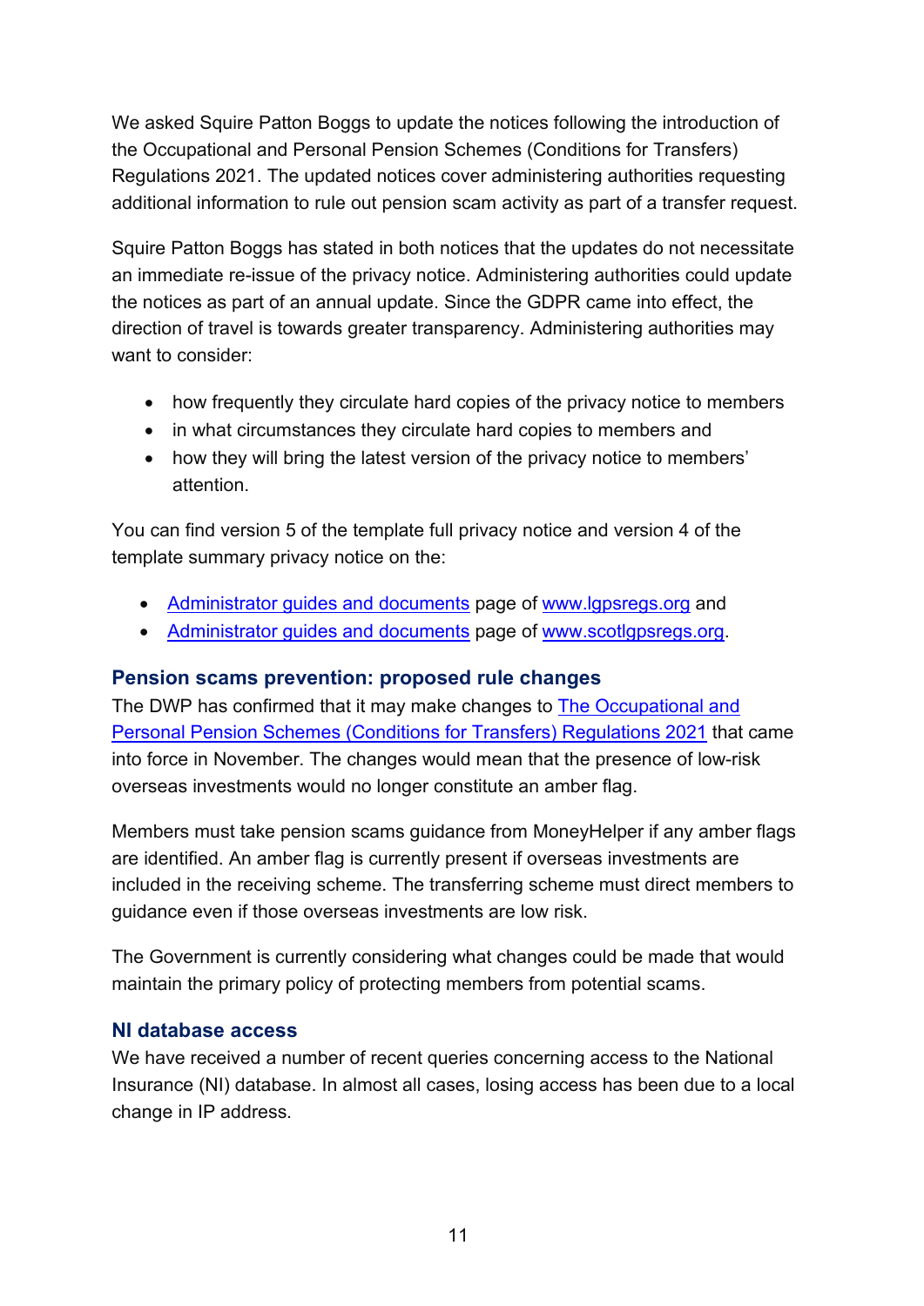We asked Squire Patton Boggs to update the notices following the introduction of the Occupational and Personal Pension Schemes (Conditions for Transfers) Regulations 2021. The updated notices cover administering authorities requesting additional information to rule out pension scam activity as part of a transfer request.

Squire Patton Boggs has stated in both notices that the updates do not necessitate an immediate re-issue of the privacy notice. Administering authorities could update the notices as part of an annual update. Since the GDPR came into effect, the direction of travel is towards greater transparency. Administering authorities may want to consider:

- how frequently they circulate hard copies of the privacy notice to members
- in what circumstances they circulate hard copies to members and
- how they will bring the latest version of the privacy notice to members' attention.

You can find version 5 of the template full privacy notice and version 4 of the template summary privacy notice on the:

- [Administrator guides and documents](https://www.lgpsregs.org) page of [www.lgpsregs.org](https://www.lgpsregs.org) and
- [Administrator guides and documents](https://www.scotlgpsregs.org) page of [www.scotlgpsregs.org](https://www.scotlgpsregs.org).

### Pension scams prevention: proposed rule changes

The DWP has confirmed that it may make changes to The Occupational and Personal Pension Schemes (Conditions for Transfers) Regulations 2021 that came into force in November. The changes would mean that the presence of low-risk overseas investments would no longer constitute an amber flag.

Members must take pension scams guidance from MoneyHelper if any amber flags are identified. An amber flag is currently present if overseas investments are included in the receiving scheme. The transferring scheme must direct members to guidance even if those overseas investments are low risk.

The Government is currently considering what changes could be made that would maintain the primary policy of protecting members from potential scams.

### NI database access

We have received a number of recent queries concerning access to the National Insurance (NI) database. In almost all cases, losing access has been due to a local change in IP address.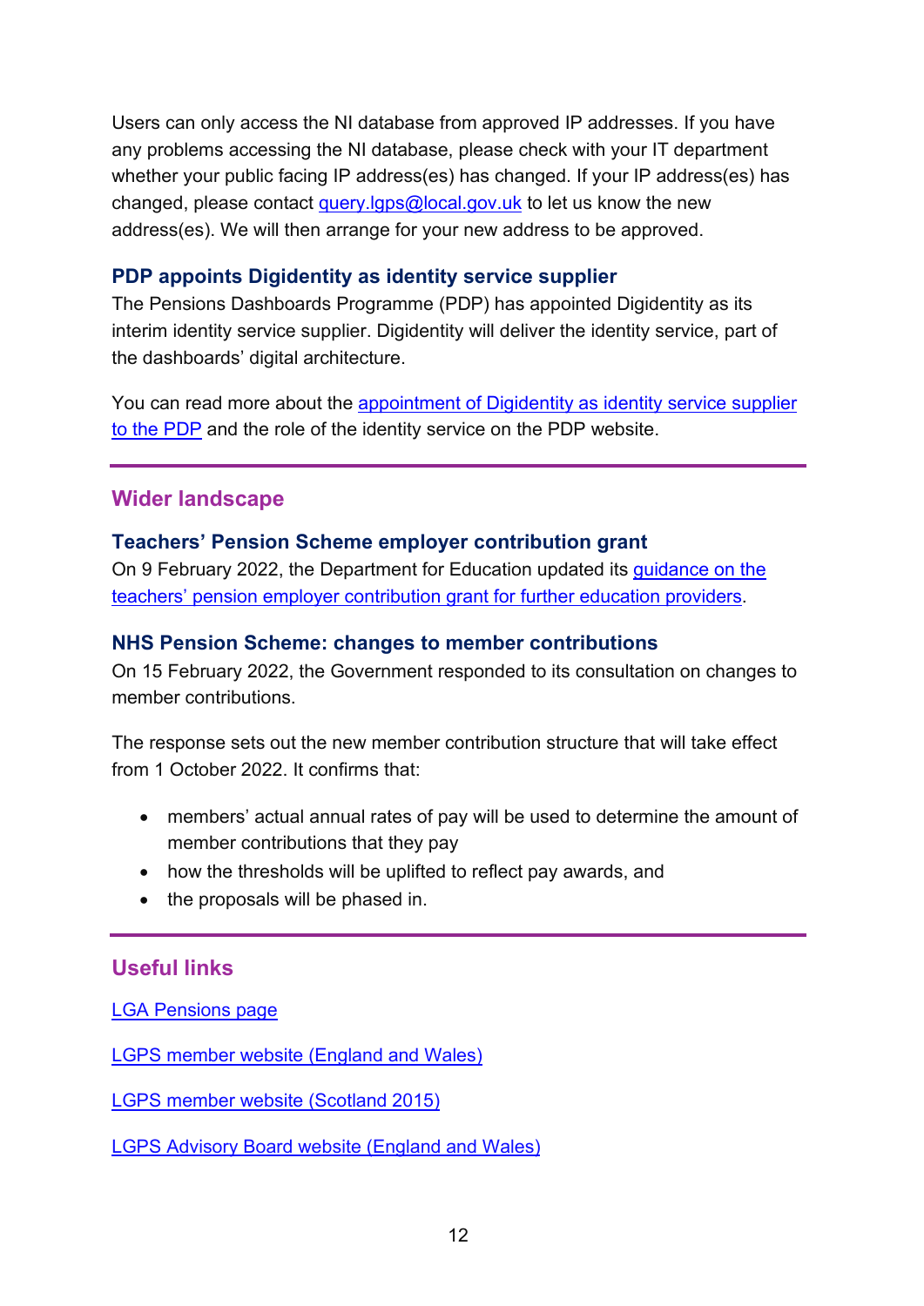Users can only access the NI database from approved IP addresses. If you have any problems accessing the NI database, please check with your IT department whether your public facing IP address(es) has changed. If your IP address(es) has changed, please contact query.lgps@local.gov.uk to let us know the new address(es). We will then arrange for your new address to be approved.

### PDP appoints Digidentity as identity service supplier

The Pensions Dashboards Programme (PDP) has appointed Digidentity as its interim identity service supplier. Digidentity will deliver the identity service, part of the dashboards' digital architecture.

You can read more about the appointment of Digidentity as identity service supplier to the PDP and the role of the identity service on the PDP website.

---

## Wider landscape

### Teachers' Pension Scheme employer contribution grant

On 9 February 2022, the Department for Education updated its guidance on the teachers' pension employer contribution grant for further education providers.

### NHS Pension Scheme: changes to member contributions

On 15 February 2022, the Government responded to its consultation on changes to member contributions.

The response sets out the new member contribution structure that will take effect from 1 October 2022. It confirms that:

- members' actual annual rates of pay will be used to determine the amount of member contributions that they pay
- how the thresholds will be uplifted to reflect pay awards, and
- the proposals will be phased in.

---

## Useful links

LGA Pensions page

LGPS member website (England and Wales)

LGPS member website (Scotland 2015)

LGPS Advisory Board website (England and Wales)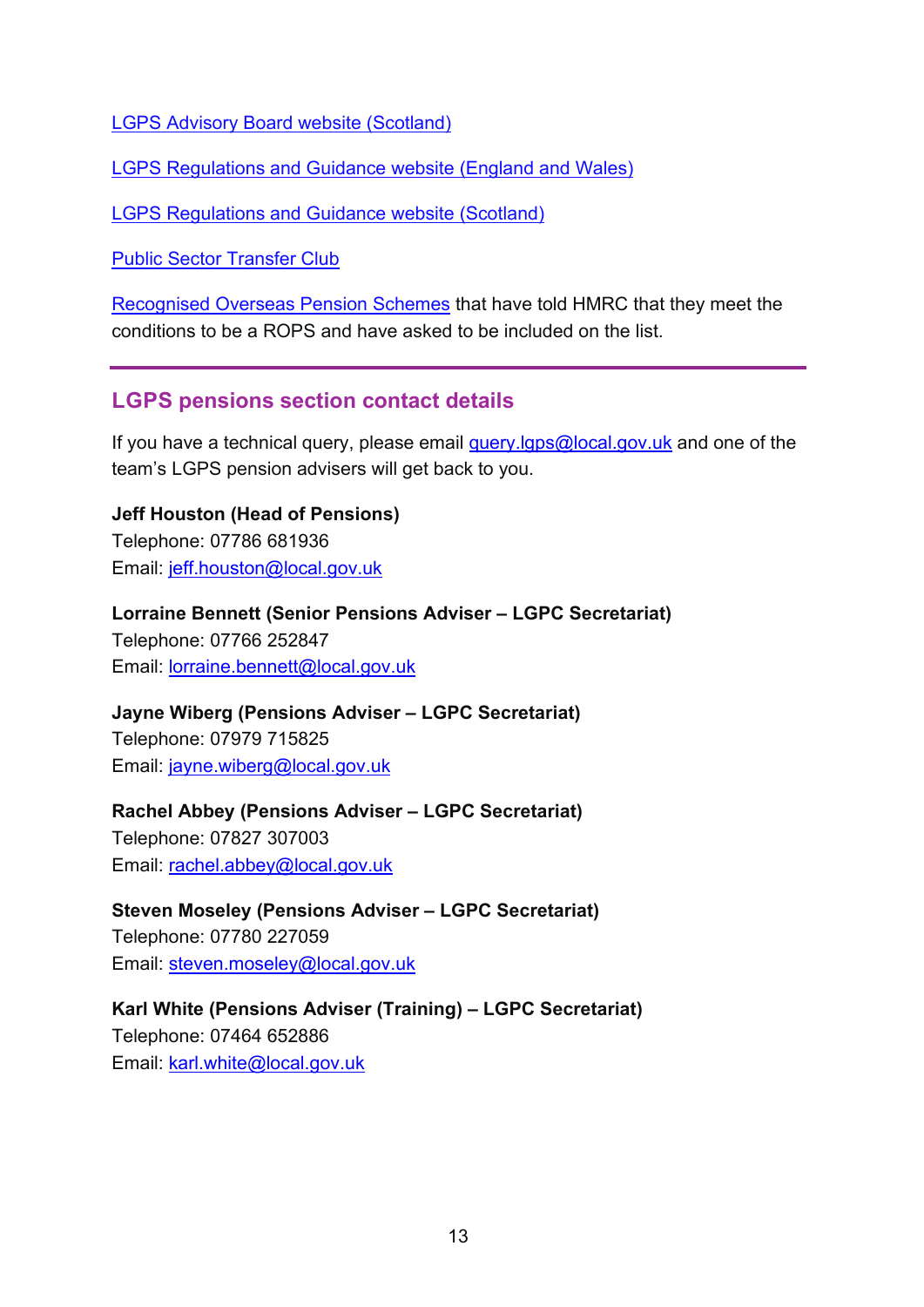LGPS Advisory Board website (Scotland)

LGPS Regulations and Guidance website (England and Wales)

LGPS Regulations and Guidance website (Scotland)

Public Sector Transfer Club

Recognised Overseas Pension Schemes that have told HMRC that they meet the conditions to be a ROPS and have asked to be included on the list.

---

## LGPS pensions section contact details

If you have a technical query, please email query.lgps@local.gov.uk and one of the team's LGPS pension advisers will get back to you.

**Jeff Houston (Head of Pensions)**
Telephone: 07786 681936
Email: jeff.houston@local.gov.uk

**Lorraine Bennett (Senior Pensions Adviser – LGPC Secretariat)**
Telephone: 07766 252847
Email: lorraine.bennett@local.gov.uk

**Jayne Wiberg (Pensions Adviser – LGPC Secretariat)**
Telephone: 07979 715825
Email: jayne.wiberg@local.gov.uk

**Rachel Abbey (Pensions Adviser – LGPC Secretariat)**
Telephone: 07827 307003
Email: rachel.abbey@local.gov.uk

**Steven Moseley (Pensions Adviser – LGPC Secretariat)**
Telephone: 07780 227059
Email: steven.moseley@local.gov.uk

**Karl White (Pensions Adviser (Training) – LGPC Secretariat)**
Telephone: 07464 652886
Email: karl.white@local.gov.uk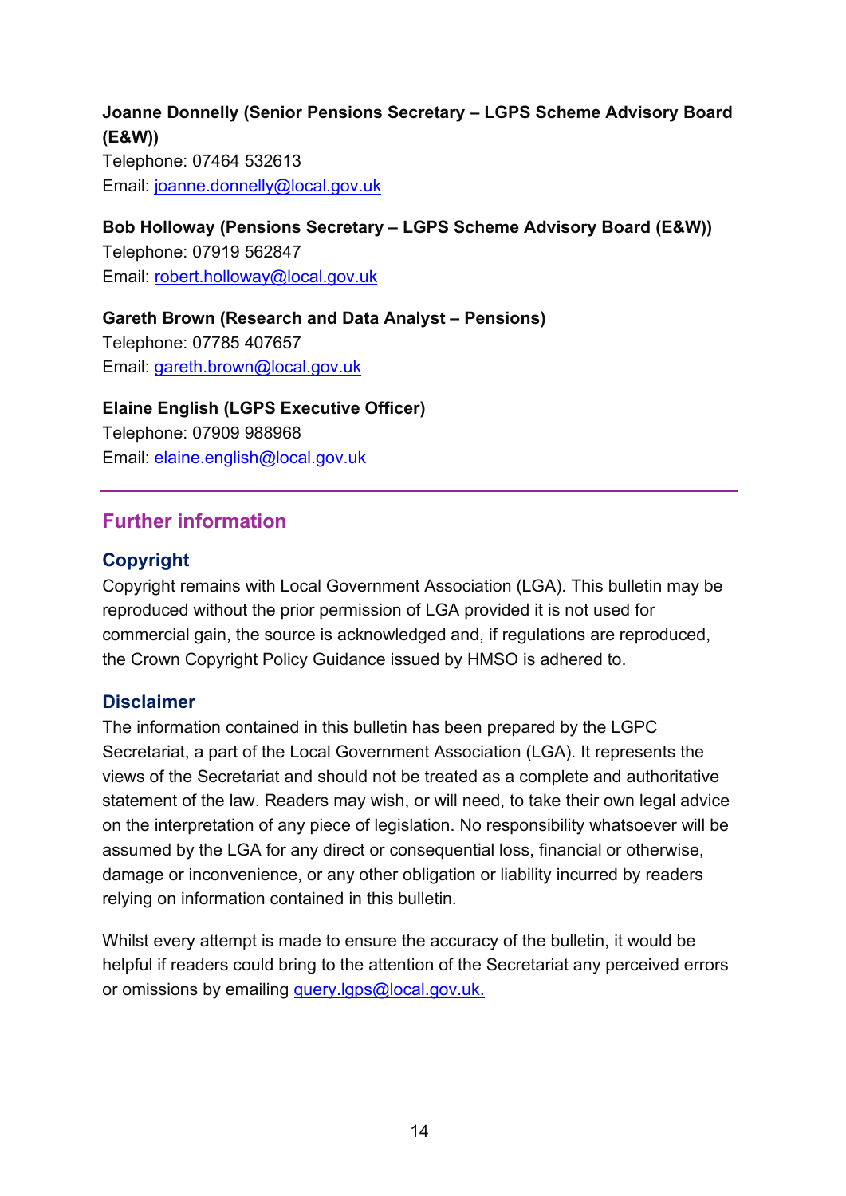**Joanne Donnelly (Senior Pensions Secretary – LGPS Scheme Advisory Board (E&W))**
Telephone: 07464 532613
Email: joanne.donnelly@local.gov.uk

**Bob Holloway (Pensions Secretary – LGPS Scheme Advisory Board (E&W))**
Telephone: 07919 562847
Email: robert.holloway@local.gov.uk

**Gareth Brown (Research and Data Analyst – Pensions)**
Telephone: 07785 407657
Email: gareth.brown@local.gov.uk

**Elaine English (LGPS Executive Officer)**
Telephone: 07909 988968
Email: elaine.english@local.gov.uk

---

## Further information

### Copyright

Copyright remains with Local Government Association (LGA). This bulletin may be reproduced without the prior permission of LGA provided it is not used for commercial gain, the source is acknowledged and, if regulations are reproduced, the Crown Copyright Policy Guidance issued by HMSO is adhered to.

### Disclaimer

The information contained in this bulletin has been prepared by the LGPC Secretariat, a part of the Local Government Association (LGA). It represents the views of the Secretariat and should not be treated as a complete and authoritative statement of the law. Readers may wish, or will need, to take their own legal advice on the interpretation of any piece of legislation. No responsibility whatsoever will be assumed by the LGA for any direct or consequential loss, financial or otherwise, damage or inconvenience, or any other obligation or liability incurred by readers relying on information contained in this bulletin.

Whilst every attempt is made to ensure the accuracy of the bulletin, it would be helpful if readers could bring to the attention of the Secretariat any perceived errors or omissions by emailing query.lgps@local.gov.uk.